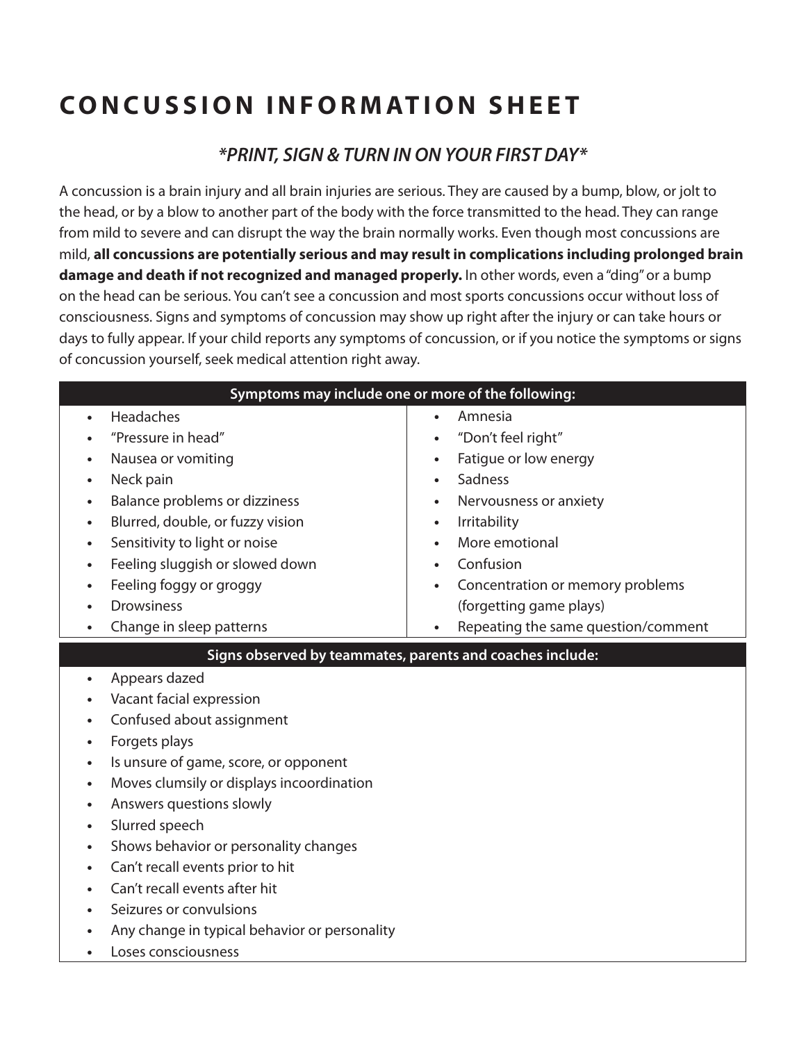# CONCUSSION INFORMATION SHEET

## *\*PRINT, SIGN & TURN IN ON YOUR FIRST DAY\**

A concussion is a brain injury and all brain injuries are serious. They are caused by a bump, blow, or jolt to the head, or by a blow to another part of the body with the force transmitted to the head. They can range from mild to severe and can disrupt the way the brain normally works. Even though most concussions are mild, **all concussions are potentially serious and may result in complications including prolonged brain damage and death if not recognized and managed properly.** In other words, even a "ding" or a bump on the head can be serious. You can't see a concussion and most sports concussions occur without loss of consciousness. Signs and symptoms of concussion may show up right after the injury or can take hours or days to fully appear. If your child reports any symptoms of concussion, or if you notice the symptoms or signs of concussion yourself, seek medical attention right away.

| Symptoms may include one or more of the following: | |
|---|---|
| • Headaches | • Amnesia |
| • "Pressure in head" | • "Don't feel right" |
| • Nausea or vomiting | • Fatigue or low energy |
| • Neck pain | • Sadness |
| • Balance problems or dizziness | • Nervousness or anxiety |
| • Blurred, double, or fuzzy vision | • Irritability |
| • Sensitivity to light or noise | • More emotional |
| • Feeling sluggish or slowed down | • Confusion |
| • Feeling foggy or groggy | • Concentration or memory problems (forgetting game plays) |
| • Drowsiness | |
| • Change in sleep patterns | • Repeating the same question/comment |

**Signs observed by teammates, parents and coaches include:**

- Appears dazed
- Vacant facial expression
- Confused about assignment
- Forgets plays
- Is unsure of game, score, or opponent
- Moves clumsily or displays incoordination
- Answers questions slowly
- Slurred speech
- Shows behavior or personality changes
- Can't recall events prior to hit
- Can't recall events after hit
- Seizures or convulsions
- Any change in typical behavior or personality
- Loses consciousness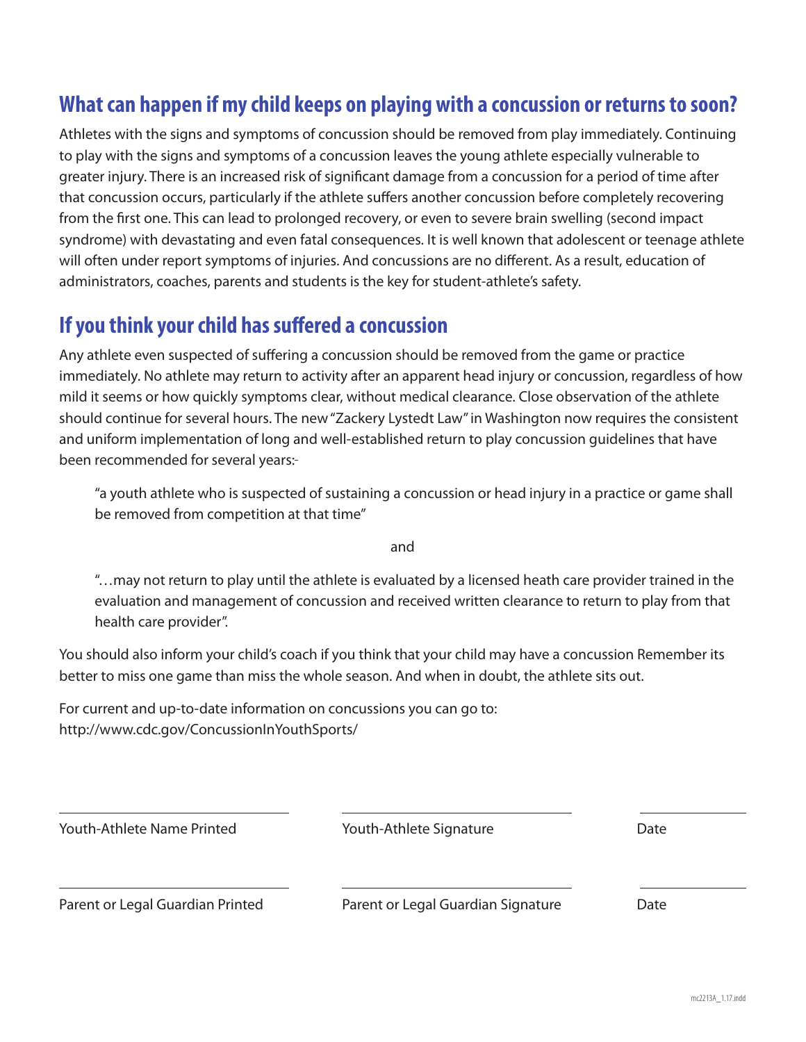## What can happen if my child keeps on playing with a concussion or returns to soon?

Athletes with the signs and symptoms of concussion should be removed from play immediately. Continuing to play with the signs and symptoms of a concussion leaves the young athlete especially vulnerable to greater injury. There is an increased risk of significant damage from a concussion for a period of time after that concussion occurs, particularly if the athlete suffers another concussion before completely recovering from the first one. This can lead to prolonged recovery, or even to severe brain swelling (second impact syndrome) with devastating and even fatal consequences. It is well known that adolescent or teenage athlete will often under report symptoms of injuries. And concussions are no different. As a result, education of administrators, coaches, parents and students is the key for student-athlete's safety.

## If you think your child has suffered a concussion

Any athlete even suspected of suffering a concussion should be removed from the game or practice immediately. No athlete may return to activity after an apparent head injury or concussion, regardless of how mild it seems or how quickly symptoms clear, without medical clearance. Close observation of the athlete should continue for several hours. The new "Zackery Lystedt Law" in Washington now requires the consistent and uniform implementation of long and well-established return to play concussion guidelines that have been recommended for several years:-

> "a youth athlete who is suspected of sustaining a concussion or head injury in a practice or game shall be removed from competition at that time"
>
> and
>
> "…may not return to play until the athlete is evaluated by a licensed heath care provider trained in the evaluation and management of concussion and received written clearance to return to play from that health care provider".

You should also inform your child's coach if you think that your child may have a concussion Remember its better to miss one game than miss the whole season. And when in doubt, the athlete sits out.

For current and up-to-date information on concussions you can go to:
http://www.cdc.gov/ConcussionInYouthSports/

| | | |
|---|---|---|
| Youth-Athlete Name Printed | Youth-Athlete Signature | Date |
| Parent or Legal Guardian Printed | Parent or Legal Guardian Signature | Date |

mc2213A_1.17.indd